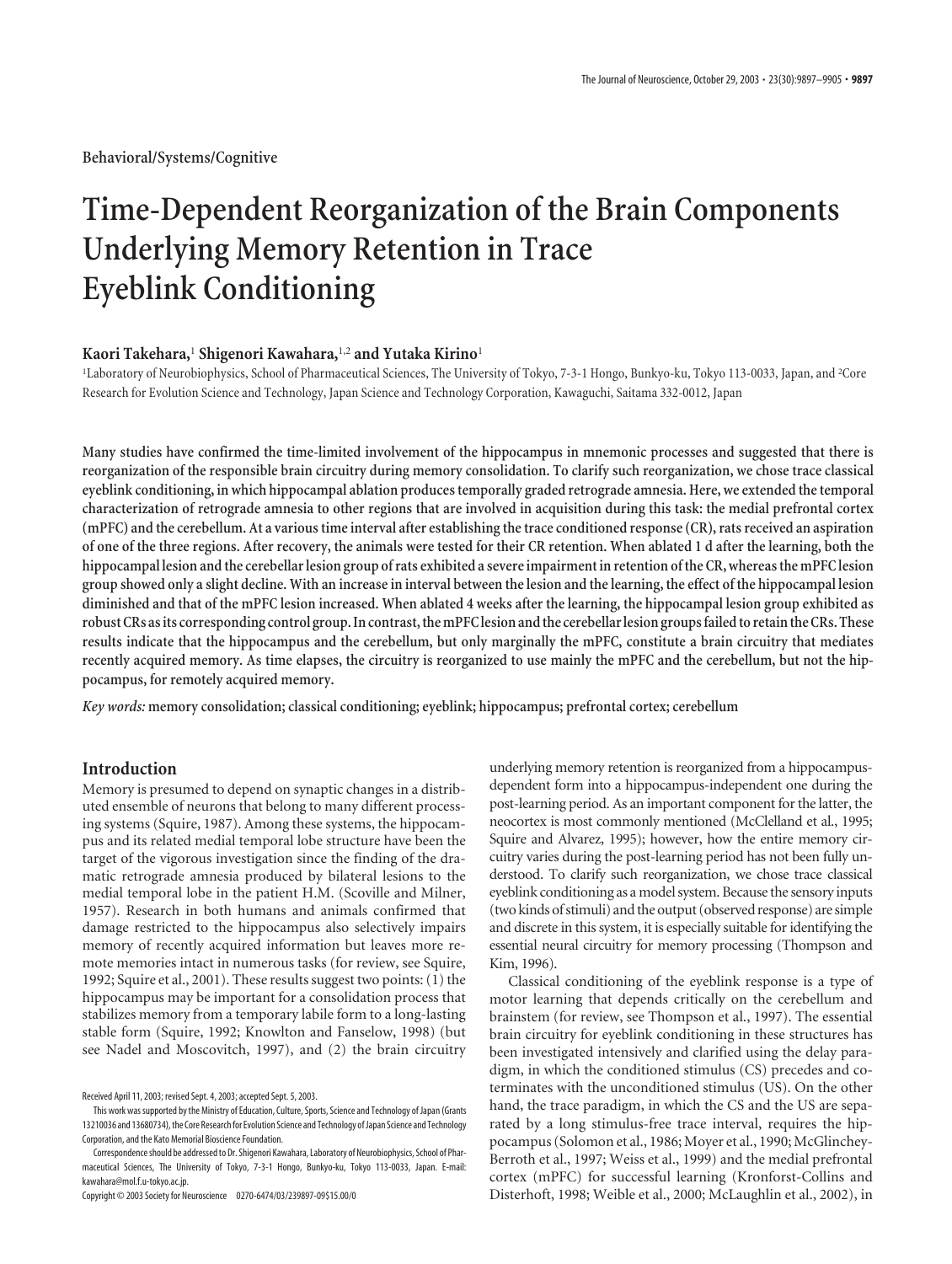Behavioral/Systems/Cognitive

# Time-Dependent Reorganization of the Brain Components Underlying Memory Retention in Trace Eyeblink Conditioning

**Kaori Takehara,[1] Shigenori Kawahara,[1,2] and Yutaka Kirino[1]**

[1]Laboratory of Neurobiophysics, School of Pharmaceutical Sciences, The University of Tokyo, 7-3-1 Hongo, Bunkyo-ku, Tokyo 113-0033, Japan, and [2]Core Research for Evolution Science and Technology, Japan Science and Technology Corporation, Kawaguchi, Saitama 332-0012, Japan

**Many studies have confirmed the time-limited involvement of the hippocampus in mnemonic processes and suggested that there is reorganization of the responsible brain circuitry during memory consolidation. To clarify such reorganization, we chose trace classical eyeblink conditioning, in which hippocampal ablation produces temporally graded retrograde amnesia. Here, we extended the temporal characterization of retrograde amnesia to other regions that are involved in acquisition during this task: the medial prefrontal cortex (mPFC) and the cerebellum. At a various time interval after establishing the trace conditioned response (CR), rats received an aspiration of one of the three regions. After recovery, the animals were tested for their CR retention. When ablated 1 d after the learning, both the hippocampal lesion and the cerebellar lesion group of rats exhibited a severe impairment in retention of the CR, whereas the mPFC lesion group showed only a slight decline. With an increase in interval between the lesion and the learning, the effect of the hippocampal lesion diminished and that of the mPFC lesion increased. When ablated 4 weeks after the learning, the hippocampal lesion group exhibited as robust CRs as its corresponding control group. In contrast, the mPFC lesion and the cerebellar lesion groups failed to retain the CRs. These results indicate that the hippocampus and the cerebellum, but only marginally the mPFC, constitute a brain circuitry that mediates recently acquired memory. As time elapses, the circuitry is reorganized to use mainly the mPFC and the cerebellum, but not the hippocampus, for remotely acquired memory.**

*Key words:* **memory consolidation; classical conditioning; eyeblink; hippocampus; prefrontal cortex; cerebellum**

## Introduction

Memory is presumed to depend on synaptic changes in a distributed ensemble of neurons that belong to many different processing systems (Squire, 1987). Among these systems, the hippocampus and its related medial temporal lobe structure have been the target of the vigorous investigation since the finding of the dramatic retrograde amnesia produced by bilateral lesions to the medial temporal lobe in the patient H.M. (Scoville and Milner, 1957). Research in both humans and animals confirmed that damage restricted to the hippocampus also selectively impairs memory of recently acquired information but leaves more remote memories intact in numerous tasks (for review, see Squire, 1992; Squire et al., 2001). These results suggest two points: (1) the hippocampus may be important for a consolidation process that stabilizes memory from a temporary labile form to a long-lasting stable form (Squire, 1992; Knowlton and Fanselow, 1998) (but see Nadel and Moscovitch, 1997), and (2) the brain circuitry underlying memory retention is reorganized from a hippocampus-dependent form into a hippocampus-independent one during the post-learning period. As an important component for the latter, the neocortex is most commonly mentioned (McClelland et al., 1995; Squire and Alvarez, 1995); however, how the entire memory circuitry varies during the post-learning period has not been fully understood. To clarify such reorganization, we chose trace classical eyeblink conditioning as a model system. Because the sensory inputs (two kinds of stimuli) and the output (observed response) are simple and discrete in this system, it is especially suitable for identifying the essential neural circuitry for memory processing (Thompson and Kim, 1996).

Classical conditioning of the eyeblink response is a type of motor learning that depends critically on the cerebellum and brainstem (for review, see Thompson et al., 1997). The essential brain circuitry for eyeblink conditioning in these structures has been investigated intensively and clarified using the delay paradigm, in which the conditioned stimulus (CS) precedes and coterminates with the unconditioned stimulus (US). On the other hand, the trace paradigm, in which the CS and the US are separated by a long stimulus-free trace interval, requires the hippocampus (Solomon et al., 1986; Moyer et al., 1990; McGlinchey-Berroth et al., 1997; Weiss et al., 1999) and the medial prefrontal cortex (mPFC) for successful learning (Kronforst-Collins and Disterhoft, 1998; Weible et al., 2000; McLaughlin et al., 2002), in

Received April 11, 2003; revised Sept. 4, 2003; accepted Sept. 5, 2003.

This work was supported by the Ministry of Education, Culture, Sports, Science and Technology of Japan (Grants 13210036 and 13680734), the Core Research for Evolution Science and Technology of Japan Science and Technology Corporation, and the Kato Memorial Bioscience Foundation.

Correspondence should be addressed to Dr. Shigenori Kawahara, Laboratory of Neurobiophysics, School of Pharmaceutical Sciences, The University of Tokyo, 7-3-1 Hongo, Bunkyo-ku, Tokyo 113-0033, Japan. E-mail: kawahara@mol.f.u-tokyo.ac.jp.

Copyright © 2003 Society for Neuroscience 0270-6474/03/239897-09$15.00/0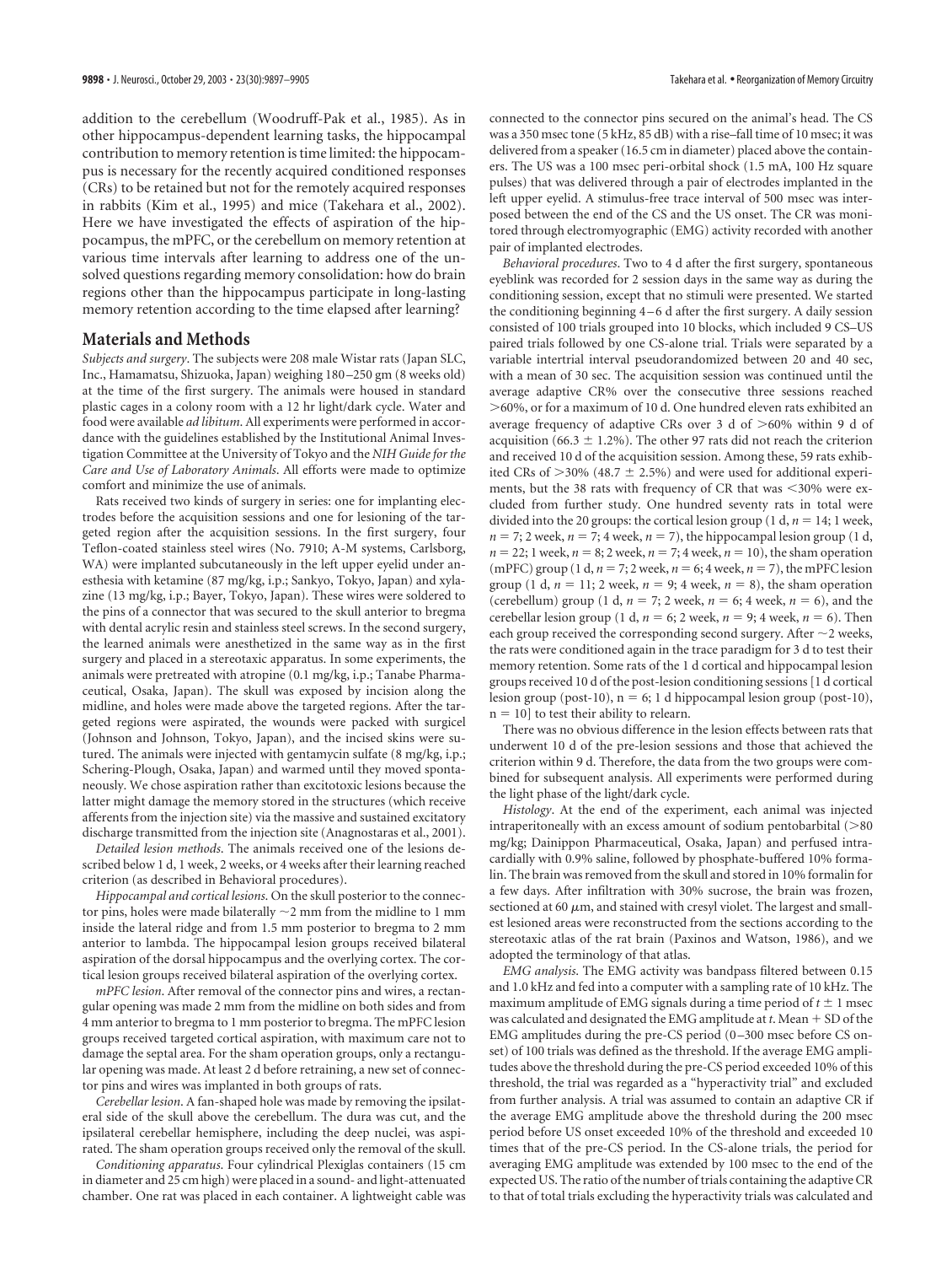addition to the cerebellum (Woodruff-Pak et al., 1985). As in other hippocampus-dependent learning tasks, the hippocampal contribution to memory retention is time limited: the hippocampus is necessary for the recently acquired conditioned responses (CRs) to be retained but not for the remotely acquired responses in rabbits (Kim et al., 1995) and mice (Takehara et al., 2002). Here we have investigated the effects of aspiration of the hippocampus, the mPFC, or the cerebellum on memory retention at various time intervals after learning to address one of the unsolved questions regarding memory consolidation: how do brain regions other than the hippocampus participate in long-lasting memory retention according to the time elapsed after learning?

## Materials and Methods

*Subjects and surgery*. The subjects were 208 male Wistar rats (Japan SLC, Inc., Hamamatsu, Shizuoka, Japan) weighing 180–250 gm (8 weeks old) at the time of the first surgery. The animals were housed in standard plastic cages in a colony room with a 12 hr light/dark cycle. Water and food were available *ad libitum*. All experiments were performed in accordance with the guidelines established by the Institutional Animal Investigation Committee at the University of Tokyo and the *NIH Guide for the Care and Use of Laboratory Animals*. All efforts were made to optimize comfort and minimize the use of animals.

Rats received two kinds of surgery in series: one for implanting electrodes before the acquisition sessions and one for lesioning of the targeted region after the acquisition sessions. In the first surgery, four Teflon-coated stainless steel wires (No. 7910; A-M systems, Carlsborg, WA) were implanted subcutaneously in the left upper eyelid under anesthesia with ketamine (87 mg/kg, i.p.; Sankyo, Tokyo, Japan) and xylazine (13 mg/kg, i.p.; Bayer, Tokyo, Japan). These wires were soldered to the pins of a connector that was secured to the skull anterior to bregma with dental acrylic resin and stainless steel screws. In the second surgery, the learned animals were anesthetized in the same way as in the first surgery and placed in a stereotaxic apparatus. In some experiments, the animals were pretreated with atropine (0.1 mg/kg, i.p.; Tanabe Pharmaceutical, Osaka, Japan). The skull was exposed by incision along the midline, and holes were made above the targeted regions. After the targeted regions were aspirated, the wounds were packed with surgicel (Johnson and Johnson, Tokyo, Japan), and the incised skins were sutured. The animals were injected with gentamycin sulfate (8 mg/kg, i.p.; Schering-Plough, Osaka, Japan) and warmed until they moved spontaneously. We chose aspiration rather than excitotoxic lesions because the latter might damage the memory stored in the structures (which receive afferents from the injection site) via the massive and sustained excitatory discharge transmitted from the injection site (Anagnostaras et al., 2001).

*Detailed lesion methods*. The animals received one of the lesions described below 1 d, 1 week, 2 weeks, or 4 weeks after their learning reached criterion (as described in Behavioral procedures).

*Hippocampal and cortical lesions*. On the skull posterior to the connector pins, holes were made bilaterally ~2 mm from the midline to 1 mm inside the lateral ridge and from 1.5 mm posterior to bregma to 2 mm anterior to lambda. The hippocampal lesion groups received bilateral aspiration of the dorsal hippocampus and the overlying cortex. The cortical lesion groups received bilateral aspiration of the overlying cortex.

*mPFC lesion*. After removal of the connector pins and wires, a rectangular opening was made 2 mm from the midline on both sides and from 4 mm anterior to bregma to 1 mm posterior to bregma. The mPFC lesion groups received targeted cortical aspiration, with maximum care not to damage the septal area. For the sham operation groups, only a rectangular opening was made. At least 2 d before retraining, a new set of connector pins and wires was implanted in both groups of rats.

*Cerebellar lesion*. A fan-shaped hole was made by removing the ipsilateral side of the skull above the cerebellum. The dura was cut, and the ipsilateral cerebellar hemisphere, including the deep nuclei, was aspirated. The sham operation groups received only the removal of the skull.

*Conditioning apparatus*. Four cylindrical Plexiglas containers (15 cm in diameter and 25 cm high) were placed in a sound- and light-attenuated chamber. One rat was placed in each container. A lightweight cable was connected to the connector pins secured on the animal's head. The CS was a 350 msec tone (5 kHz, 85 dB) with a rise–fall time of 10 msec; it was delivered from a speaker (16.5 cm in diameter) placed above the containers. The US was a 100 msec peri-orbital shock (1.5 mA, 100 Hz square pulses) that was delivered through a pair of electrodes implanted in the left upper eyelid. A stimulus-free trace interval of 500 msec was interposed between the end of the CS and the US onset. The CR was monitored through electromyographic (EMG) activity recorded with another pair of implanted electrodes.

*Behavioral procedures*. Two to 4 d after the first surgery, spontaneous eyeblink was recorded for 2 session days in the same way as during the conditioning session, except that no stimuli were presented. We started the conditioning beginning 4–6 d after the first surgery. A daily session consisted of 100 trials grouped into 10 blocks, which included 9 CS–US paired trials followed by one CS-alone trial. Trials were separated by a variable intertrial interval pseudorandomized between 20 and 40 sec, with a mean of 30 sec. The acquisition session was continued until the average adaptive CR% over the consecutive three sessions reached >60%, or for a maximum of 10 d. One hundred eleven rats exhibited an average frequency of adaptive CRs over 3 d of >60% within 9 d of acquisition (66.3 ± 1.2%). The other 97 rats did not reach the criterion and received 10 d of the acquisition session. Among these, 59 rats exhibited CRs of >30% (48.7 ± 2.5%) and were used for additional experiments, but the 38 rats with frequency of CR that was <30% were excluded from further study. One hundred seventy rats in total were divided into the 20 groups: the cortical lesion group (1 d, *n* = 14; 1 week, *n* = 7; 2 week, *n* = 7; 4 week, *n* = 7), the hippocampal lesion group (1 d, *n* = 22; 1 week, *n* = 8; 2 week, *n* = 7; 4 week, *n* = 10), the sham operation (mPFC) group (1 d, *n* = 7; 2 week, *n* = 6; 4 week, *n* = 7), the mPFC lesion group (1 d, *n* = 11; 2 week, *n* = 9; 4 week, *n* = 8), the sham operation (cerebellum) group (1 d, *n* = 7; 2 week, *n* = 6; 4 week, *n* = 6), and the cerebellar lesion group (1 d, *n* = 6; 2 week, *n* = 9; 4 week, *n* = 6). Then each group received the corresponding second surgery. After ~2 weeks, the rats were conditioned again in the trace paradigm for 3 d to test their memory retention. Some rats of the 1 d cortical and hippocampal lesion groups received 10 d of the post-lesion conditioning sessions [1 d cortical lesion group (post-10), n = 6; 1 d hippocampal lesion group (post-10), n = 10] to test their ability to relearn.

There was no obvious difference in the lesion effects between rats that underwent 10 d of the pre-lesion sessions and those that achieved the criterion within 9 d. Therefore, the data from the two groups were combined for subsequent analysis. All experiments were performed during the light phase of the light/dark cycle.

*Histology*. At the end of the experiment, each animal was injected intraperitoneally with an excess amount of sodium pentobarbital (>80 mg/kg; Dainippon Pharmaceutical, Osaka, Japan) and perfused intracardially with 0.9% saline, followed by phosphate-buffered 10% formalin. The brain was removed from the skull and stored in 10% formalin for a few days. After infiltration with 30% sucrose, the brain was frozen, sectioned at 60 μm, and stained with cresyl violet. The largest and smallest lesioned areas were reconstructed from the sections according to the stereotaxic atlas of the rat brain (Paxinos and Watson, 1986), and we adopted the terminology of that atlas.

*EMG analysis*. The EMG activity was bandpass filtered between 0.15 and 1.0 kHz and fed into a computer with a sampling rate of 10 kHz. The maximum amplitude of EMG signals during a time period of $t \pm 1$ msec was calculated and designated the EMG amplitude at *t*. Mean + SD of the EMG amplitudes during the pre-CS period (0–300 msec before CS onset) of 100 trials was defined as the threshold. If the average EMG amplitudes above the threshold during the pre-CS period exceeded 10% of this threshold, the trial was regarded as a "hyperactivity trial" and excluded from further analysis. A trial was assumed to contain an adaptive CR if the average EMG amplitude above the threshold during the 200 msec period before US onset exceeded 10% of the threshold and exceeded 10 times that of the pre-CS period. In the CS-alone trials, the period for averaging EMG amplitude was extended by 100 msec to the end of the expected US. The ratio of the number of trials containing the adaptive CR to that of total trials excluding the hyperactivity trials was calculated and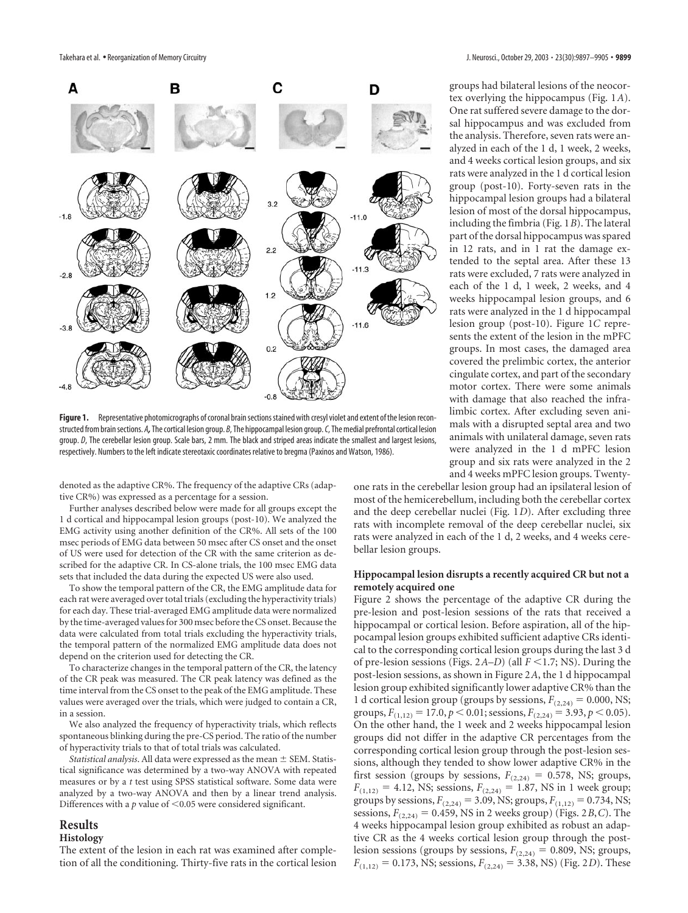**Figure 1.** Representative photomicrographs of coronal brain sections stained with cresyl violet and extent of the lesion reconstructed from brain sections. *A*, The cortical lesion group. *B*, The hippocampal lesion group. *C*, The medial prefrontal cortical lesion group. *D*, The cerebellar lesion group. Scale bars, 2 mm. The black and striped areas indicate the smallest and largest lesions, respectively. Numbers to the left indicate stereotaxic coordinates relative to bregma (Paxinos and Watson, 1986).

denoted as the adaptive CR%. The frequency of the adaptive CRs (adaptive CR%) was expressed as a percentage for a session.

Further analyses described below were made for all groups except the 1 d cortical and hippocampal lesion groups (post-10). We analyzed the EMG activity using another definition of the CR%. All sets of the 100 msec periods of EMG data between 50 msec after CS onset and the onset of US were used for detection of the CR with the same criterion as described for the adaptive CR. In CS-alone trials, the 100 msec EMG data sets that included the data during the expected US were also used.

To show the temporal pattern of the CR, the EMG amplitude data for each rat were averaged over total trials (excluding the hyperactivity trials) for each day. These trial-averaged EMG amplitude data were normalized by the time-averaged values for 300 msec before the CS onset. Because the data were calculated from total trials excluding the hyperactivity trials, the temporal pattern of the normalized EMG amplitude data does not depend on the criterion used for detecting the CR.

To characterize changes in the temporal pattern of the CR, the latency of the CR peak was measured. The CR peak latency was defined as the time interval from the CS onset to the peak of the EMG amplitude. These values were averaged over the trials, which were judged to contain a CR, in a session.

We also analyzed the frequency of hyperactivity trials, which reflects spontaneous blinking during the pre-CS period. The ratio of the number of hyperactivity trials to that of total trials was calculated.

*Statistical analysis*. All data were expressed as the mean ± SEM. Statistical significance was determined by a two-way ANOVA with repeated measures or by a *t* test using SPSS statistical software. Some data were analyzed by a two-way ANOVA and then by a linear trend analysis. Differences with a *p* value of $<0.05$ were considered significant.

## Results

### Histology

The extent of the lesion in each rat was examined after completion of all the conditioning. Thirty-five rats in the cortical lesion groups had bilateral lesions of the neocortex overlying the hippocampus (Fig. 1*A*). One rat suffered severe damage to the dorsal hippocampus and was excluded from the analysis. Therefore, seven rats were analyzed in each of the 1 d, 1 week, 2 weeks, and 4 weeks cortical lesion groups, and six rats were analyzed in the 1 d cortical lesion group (post-10). Forty-seven rats in the hippocampal lesion groups had a bilateral lesion of most of the dorsal hippocampus, including the fimbria (Fig. 1*B*). The lateral part of the dorsal hippocampus was spared in 12 rats, and in 1 rat the damage extended to the septal area. After these 13 rats were excluded, 7 rats were analyzed in each of the 1 d, 1 week, 2 weeks, and 4 weeks hippocampal lesion groups, and 6 rats were analyzed in the 1 d hippocampal lesion group (post-10). Figure 1*C* represents the extent of the lesion in the mPFC groups. In most cases, the damaged area covered the prelimbic cortex, the anterior cingulate cortex, and part of the secondary motor cortex. There were some animals with damage that also reached the infralimbic cortex. After excluding seven animals with a disrupted septal area and two animals with unilateral damage, seven rats were analyzed in the 1 d mPFC lesion group and six rats were analyzed in the 2 and 4 weeks mPFC lesion groups. Twenty-one rats in the cerebellar lesion group had an ipsilateral lesion of most of the hemicerebellum, including both the cerebellar cortex and the deep cerebellar nuclei (Fig. 1*D*). After excluding three rats with incomplete removal of the deep cerebellar nuclei, six rats were analyzed in each of the 1 d, 2 weeks, and 4 weeks cerebellar lesion groups.

### Hippocampal lesion disrupts a recently acquired CR but not a remotely acquired one

Figure 2 shows the percentage of the adaptive CR during the pre-lesion and post-lesion sessions of the rats that received a hippocampal or cortical lesion. Before aspiration, all of the hippocampal lesion groups exhibited sufficient adaptive CRs identical to the corresponding cortical lesion groups during the last 3 d of pre-lesion sessions (Figs. 2*A–D*) (all $F < 1.7$; NS). During the post-lesion sessions, as shown in Figure 2*A*, the 1 d hippocampal lesion group exhibited significantly lower adaptive CR% than the 1 d cortical lesion group (groups by sessions, $F_{(2,24)} = 0.000$, NS; groups, $F_{(1,12)} = 17.0, p < 0.01$; sessions, $F_{(2,24)} = 3.93, p < 0.05$). On the other hand, the 1 week and 2 weeks hippocampal lesion groups did not differ in the adaptive CR percentages from the corresponding cortical lesion group through the post-lesion sessions, although they tended to show lower adaptive CR% in the first session (groups by sessions, $F_{(2,24)} = 0.578$, NS; groups, $F_{(1,12)} = 4.12$, NS; sessions, $F_{(2,24)} = 1.87$, NS in 1 week group; groups by sessions, $F_{(2,24)} = 3.09$, NS; groups, $F_{(1,12)} = 0.734$, NS; sessions, $F_{(2,24)} = 0.459$, NS in 2 weeks group) (Figs. 2*B*,*C*). The 4 weeks hippocampal lesion group exhibited as robust an adaptive CR as the 4 weeks cortical lesion group through the post-lesion sessions (groups by sessions, $F_{(2,24)} = 0.809$, NS; groups, $F_{(1,12)} = 0.173$, NS; sessions, $F_{(2,24)} = 3.38$, NS) (Fig. 2*D*). These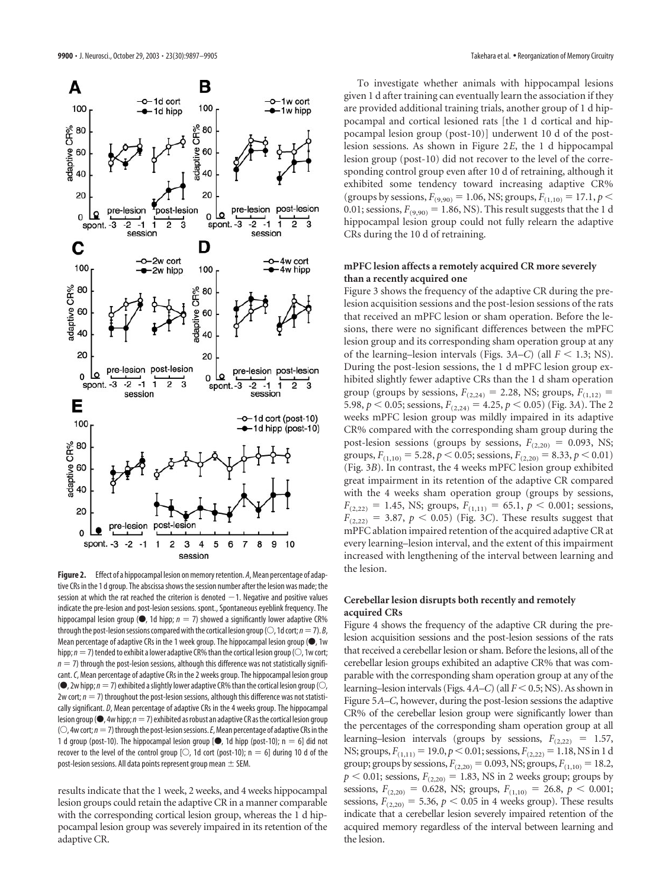**Figure 2.** Effect of a hippocampal lesion on memory retention. *A*, Mean percentage of adaptive CRs in the 1 d group. The abscissa shows the session number after the lesion was made; the session at which the rat reached the criterion is denoted −1. Negative and positive values indicate the pre-lesion and post-lesion sessions. spont., Spontaneous eyeblink frequency. The hippocampal lesion group (●, 1d hipp; $n = 7$) showed a significantly lower adaptive CR% through the post-lesion sessions compared with the cortical lesion group (○, 1d cort; $n = 7$). *B*, Mean percentage of adaptive CRs in the 1 week group. The hippocampal lesion group (●, 1w hipp; $n = 7$) tended to exhibit a lower adaptive CR% than the cortical lesion group (○, 1w cort; $n = 7$) through the post-lesion sessions, although this difference was not statistically significant. *C*, Mean percentage of adaptive CRs in the 2 weeks group. The hippocampal lesion group (●, 2w hipp; $n = 7$) exhibited a slightly lower adaptive CR% than the cortical lesion group (○, 2w cort; $n = 7$) throughout the post-lesion sessions, although this difference was not statistically significant. *D*, Mean percentage of adaptive CRs in the 4 weeks group. The hippocampal lesion group (●, 4w hipp; $n = 7$) exhibited as robust an adaptive CR as the cortical lesion group (○, 4w cort; $n = 7$) through the post-lesion sessions. *E*, Mean percentage of adaptive CRs in the 1 d group (post-10). The hippocampal lesion group [●, 1d hipp (post-10); $n = 6$] did not recover to the level of the control group [○, 1d cort (post-10); $n = 6$] during 10 d of the post-lesion sessions. All data points represent group mean ± SEM.

results indicate that the 1 week, 2 weeks, and 4 weeks hippocampal lesion groups could retain the adaptive CR in a manner comparable with the corresponding cortical lesion group, whereas the 1 d hippocampal lesion group was severely impaired in its retention of the adaptive CR.

To investigate whether animals with hippocampal lesions given 1 d after training can eventually learn the association if they are provided additional training trials, another group of 1 d hippocampal and cortical lesioned rats [the 1 d cortical and hippocampal lesion group (post-10)] underwent 10 d of the post-lesion sessions. As shown in Figure 2*E*, the 1 d hippocampal lesion group (post-10) did not recover to the level of the corresponding control group even after 10 d of retraining, although it exhibited some tendency toward increasing adaptive CR% (groups by sessions, $F_{(9,90)} = 1.06$, NS; groups, $F_{(1,10)} = 17.1$, $p < 0.01$; sessions, $F_{(9,90)} = 1.86$, NS). This result suggests that the 1 d hippocampal lesion group could not fully relearn the adaptive CRs during the 10 d of retraining.

### mPFC lesion affects a remotely acquired CR more severely than a recently acquired one

Figure 3 shows the frequency of the adaptive CR during the pre-lesion acquisition sessions and the post-lesion sessions of the rats that received an mPFC lesion or sham operation. Before the lesions, there were no significant differences between the mPFC lesion group and its corresponding sham operation group at any of the learning–lesion intervals (Figs. 3*A–C*) (all $F < 1.3$; NS). During the post-lesion sessions, the 1 d mPFC lesion group exhibited slightly fewer adaptive CRs than the 1 d sham operation group (groups by sessions, $F_{(2,24)} = 2.28$, NS; groups, $F_{(1,12)} = 5.98$, $p < 0.05$; sessions, $F_{(2,24)} = 4.25$, $p < 0.05$) (Fig. 3*A*). The 2 weeks mPFC lesion group was mildly impaired in its adaptive CR% compared with the corresponding sham group during the post-lesion sessions (groups by sessions, $F_{(2,20)} = 0.093$, NS; groups, $F_{(1,10)} = 5.28$, $p < 0.05$; sessions, $F_{(2,20)} = 8.33$, $p < 0.01$) (Fig. 3*B*). In contrast, the 4 weeks mPFC lesion group exhibited great impairment in its retention of the adaptive CR compared with the 4 weeks sham operation group (groups by sessions, $F_{(2,22)} = 1.45$, NS; groups, $F_{(1,11)} = 65.1$, $p < 0.001$; sessions, $F_{(2,22)} = 3.87$, $p < 0.05$) (Fig. 3*C*). These results suggest that mPFC ablation impaired retention of the acquired adaptive CR at every learning–lesion interval, and the extent of this impairment increased with lengthening of the interval between learning and the lesion.

### Cerebellar lesion disrupts both recently and remotely acquired CRs

Figure 4 shows the frequency of the adaptive CR during the pre-lesion acquisition sessions and the post-lesion sessions of the rats that received a cerebellar lesion or sham. Before the lesions, all of the cerebellar lesion groups exhibited an adaptive CR% that was comparable with the corresponding sham operation group at any of the learning–lesion intervals (Figs. 4*A–C*) (all $F < 0.5$; NS). As shown in Figure 5*A–C*, however, during the post-lesion sessions the adaptive CR% of the cerebellar lesion group were significantly lower than the percentages of the corresponding sham operation group at all learning–lesion intervals (groups by sessions, $F_{(2,22)} = 1.57$, NS; groups, $F_{(1,11)} = 19.0$, $p < 0.01$; sessions, $F_{(2,22)} = 1.18$, NS in 1 d group; groups by sessions, $F_{(2,20)} = 0.093$, NS; groups, $F_{(1,10)} = 18.2$, $p < 0.01$; sessions, $F_{(2,20)} = 1.83$, NS in 2 weeks group; groups by sessions, $F_{(2,20)} = 0.628$, NS; groups, $F_{(1,10)} = 26.8$, $p < 0.001$; sessions, $F_{(2,20)} = 5.36$, $p < 0.05$ in 4 weeks group). These results indicate that a cerebellar lesion severely impaired retention of the acquired memory regardless of the interval between learning and the lesion.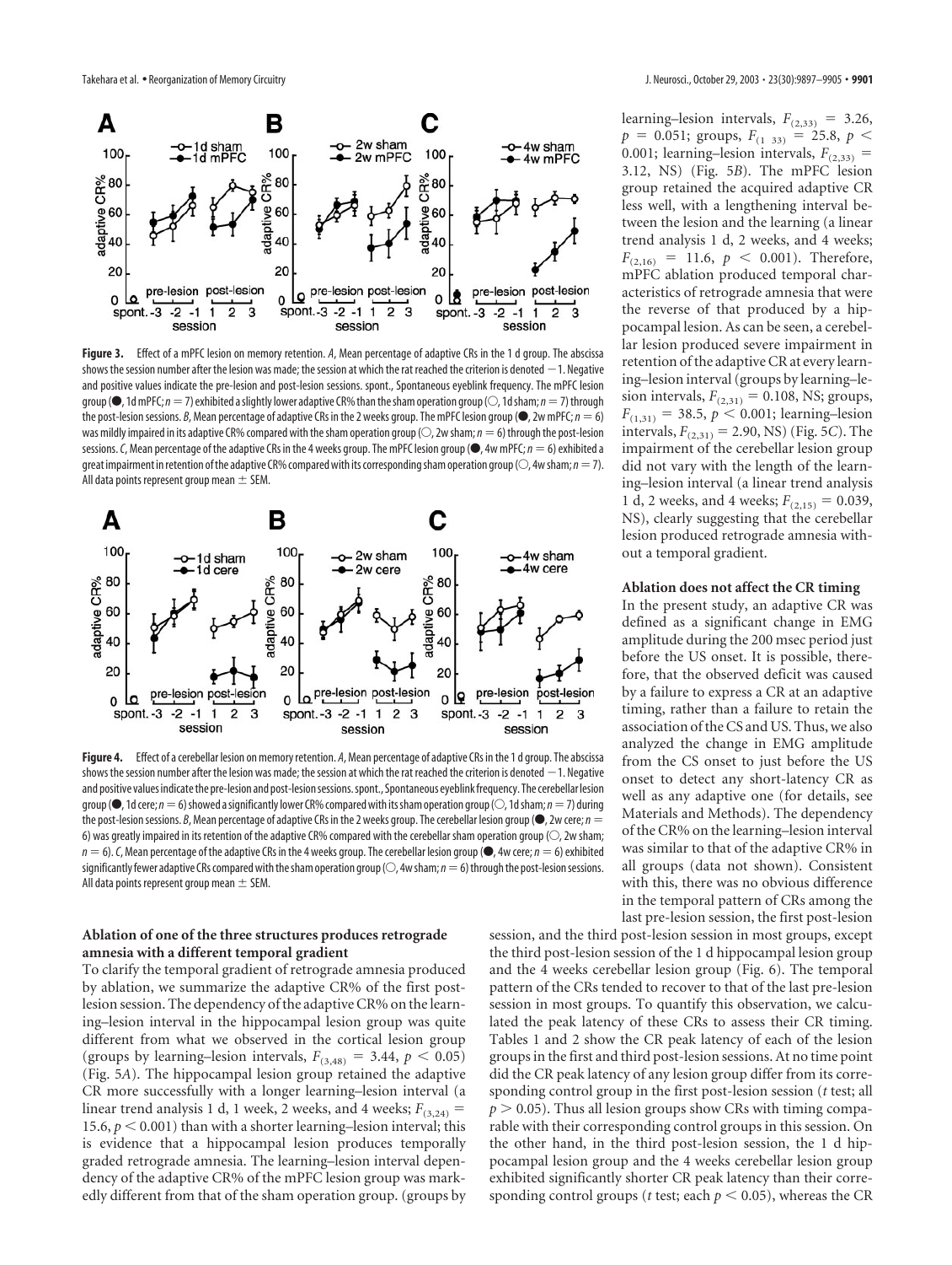**Figure 3.** Effect of a mPFC lesion on memory retention. *A*, Mean percentage of adaptive CRs in the 1 d group. The abscissa shows the session number after the lesion was made; the session at which the rat reached the criterion is denoted −1. Negative and positive values indicate the pre-lesion and post-lesion sessions. spont., Spontaneous eyeblink frequency. The mPFC lesion group (●, 1d mPFC; $n = 7$) exhibited a slightly lower adaptive CR% than the sham operation group (○, 1d sham; $n = 7$) through the post-lesion sessions. *B*, Mean percentage of adaptive CRs in the 2 weeks group. The mPFC lesion group (●, 2w mPFC; $n = 6$) was mildly impaired in its adaptive CR% compared with the sham operation group (○, 2w sham; $n = 6$) through the post-lesion sessions. *C*, Mean percentage of the adaptive CRs in the 4 weeks group. The mPFC lesion group (●, 4w mPFC; $n = 6$) exhibited a great impairment in retention of the adaptive CR% compared with its corresponding sham operation group (○, 4w sham; $n = 7$). All data points represent group mean ± SEM.

**Figure 4.** Effect of a cerebellar lesion on memory retention. *A*, Mean percentage of adaptive CRs in the 1 d group. The abscissa shows the session number after the lesion was made; the session at which the rat reached the criterion is denoted −1. Negative and positive values indicate the pre-lesion and post-lesion sessions. spont., Spontaneous eyeblink frequency. The cerebellar lesion group (●, 1d cere; $n = 6$) showed a significantly lower CR% compared with its sham operation group (○, 1d sham; $n = 7$) during the post-lesion sessions. *B*, Mean percentage of adaptive CRs in the 2 weeks group. The cerebellar lesion group (●, 2w cere; $n = 6$) was greatly impaired in its retention of the adaptive CR compared with the cerebellar sham operation group (○, 2w sham; $n = 6$). *C*, Mean percentage of the adaptive CRs in the 4 weeks group. The cerebellar lesion group (●, 4w cere; $n = 6$) exhibited significantly fewer adaptive CRs compared with the sham operation group (○, 4w sham; $n = 6$) through the post-lesion sessions. All data points represent group mean ± SEM.

### Ablation of one of the three structures produces retrograde amnesia with a different temporal gradient

To clarify the temporal gradient of retrograde amnesia produced by ablation, we summarize the adaptive CR% of the first post-lesion session. The dependency of the adaptive CR% on the learning–lesion interval in the hippocampal lesion group was quite different from what we observed in the cortical lesion group (groups by learning–lesion intervals, $F_{(3,48)} = 3.44$, $p < 0.05$) (Fig. 5*A*). The hippocampal lesion group retained the adaptive CR more successfully with a longer learning–lesion interval (a linear trend analysis 1 d, 1 week, 2 weeks, and 4 weeks; $F_{(3,24)} = 15.6$, $p < 0.001$) than with a shorter learning–lesion interval; this is evidence that a hippocampal lesion produces temporally graded retrograde amnesia. The learning–lesion interval dependency of the adaptive CR% of the mPFC lesion group was markedly different from that of the sham operation group. (groups by learning–lesion intervals, $F_{(2,33)} = 3.26$, $p = 0.051$; groups, $F_{(1,33)} = 25.8$, $p < 0.001$; learning–lesion intervals, $F_{(2,33)} = 3.12$, NS) (Fig. 5*B*). The mPFC lesion group retained the acquired adaptive CR less well, with a lengthening interval between the lesion and the learning (a linear trend analysis 1 d, 2 weeks, and 4 weeks; $F_{(2,16)} = 11.6$, $p < 0.001$). Therefore, mPFC ablation produced temporal characteristics of retrograde amnesia that were the reverse of that produced by a hippocampal lesion. As can be seen, a cerebellar lesion produced severe impairment in retention of the adaptive CR at every learning–lesion interval (groups by learning–lesion intervals, $F_{(2,31)} = 0.108$, NS; groups, $F_{(1,31)} = 38.5$, $p < 0.001$; learning–lesion intervals, $F_{(2,31)} = 2.90$, NS) (Fig. 5*C*). The impairment of the cerebellar lesion group did not vary with the length of the learning–lesion interval (a linear trend analysis 1 d, 2 weeks, and 4 weeks; $F_{(2,15)} = 0.039$, NS), clearly suggesting that the cerebellar lesion produced retrograde amnesia without a temporal gradient.

### Ablation does not affect the CR timing

In the present study, an adaptive CR was defined as a significant change in EMG amplitude during the 200 msec period just before the US onset. It is possible, therefore, that the observed deficit was caused by a failure to express a CR at an adaptive timing, rather than a failure to retain the association of the CS and US. Thus, we also analyzed the change in EMG amplitude from the CS onset to just before the US onset to detect any short-latency CR as well as any adaptive one (for details, see Materials and Methods). The dependency of the CR% on the learning–lesion interval was similar to that of the adaptive CR% in all groups (data not shown). Consistent with this, there was no obvious difference in the temporal pattern of CRs among the last pre-lesion session, the first post-lesion session, and the third post-lesion session in most groups, except the third post-lesion session of the 1 d hippocampal lesion group and the 4 weeks cerebellar lesion group (Fig. 6). The temporal pattern of the CRs tended to recover to that of the last pre-lesion session in most groups. To quantify this observation, we calculated the peak latency of these CRs to assess their CR timing. Tables 1 and 2 show the CR peak latency of each of the lesion groups in the first and third post-lesion sessions. At no time point did the CR peak latency of any lesion group differ from its corresponding control group in the first post-lesion session (*t* test; all $p > 0.05$). Thus all lesion groups show CRs with timing comparable with their corresponding control groups in this session. On the other hand, in the third post-lesion session, the 1 d hippocampal lesion group and the 4 weeks cerebellar lesion group exhibited significantly shorter CR peak latency than their corresponding control groups (*t* test; each $p < 0.05$), whereas the CR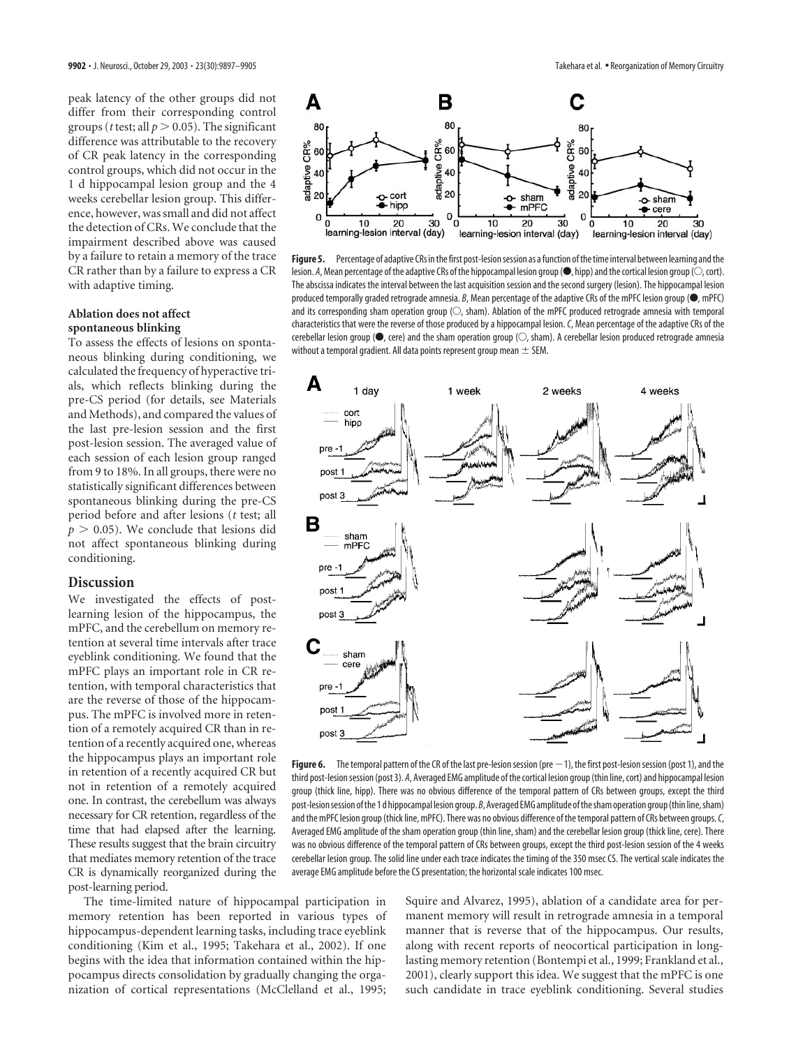peak latency of the other groups did not differ from their corresponding control groups ($t$ test; all $p > 0.05$). The significant difference was attributable to the recovery of CR peak latency in the corresponding control groups, which did not occur in the 1 d hippocampal lesion group and the 4 weeks cerebellar lesion group. This difference, however, was small and did not affect the detection of CRs. We conclude that the impairment described above was caused by a failure to retain a memory of the trace CR rather than by a failure to express a CR with adaptive timing.

### Ablation does not affect spontaneous blinking

To assess the effects of lesions on spontaneous blinking during conditioning, we calculated the frequency of hyperactive trials, which reflects blinking during the pre-CS period (for details, see Materials and Methods), and compared the values of the last pre-lesion session and the first post-lesion session. The averaged value of each session of each lesion group ranged from 9 to 18%. In all groups, there were no statistically significant differences between spontaneous blinking during the pre-CS period before and after lesions ($t$ test; all $p > 0.05$). We conclude that lesions did not affect spontaneous blinking during conditioning.

**Figure 5.** Percentage of adaptive CRs in the first post-lesion session as a function of the time interval between learning and the lesion. *A*, Mean percentage of the adaptive CRs of the hippocampal lesion group (●, hipp) and the cortical lesion group (○, cort). The abscissa indicates the interval between the last acquisition session and the second surgery (lesion). The hippocampal lesion produced temporally graded retrograde amnesia. *B*, Mean percentage of the adaptive CRs of the mPFC lesion group (●, mPFC) and its corresponding sham operation group (○, sham). Ablation of the mPFC produced retrograde amnesia with temporal characteristics that were the reverse of those produced by a hippocampal lesion. *C*, Mean percentage of the adaptive CRs of the cerebellar lesion group (●, cere) and the sham operation group (○, sham). A cerebellar lesion produced retrograde amnesia without a temporal gradient. All data points represent group mean ± SEM.

**Figure 6.** The temporal pattern of the CR of the last pre-lesion session (pre −1), the first post-lesion session (post 1), and the third post-lesion session (post 3). *A*, Averaged EMG amplitude of the cortical lesion group (thin line, cort) and hippocampal lesion group (thick line, hipp). There was no obvious difference of the temporal pattern of CRs between groups, except the third post-lesion session of the 1 d hippocampal lesion group. *B*, Averaged EMG amplitude of the sham operation group (thin line, sham) and the mPFC lesion group (thick line, mPFC). There was no obvious difference of the temporal pattern of CRs between groups. *C*, Averaged EMG amplitude of the sham operation group (thin line, sham) and the cerebellar lesion group (thick line, cere). There was no obvious difference of the temporal pattern of CRs between groups, except the third post-lesion session of the 4 weeks cerebellar lesion group. The solid line under each trace indicates the timing of the 350 msec CS. The vertical scale indicates the average EMG amplitude before the CS presentation; the horizontal scale indicates 100 msec.

## Discussion

We investigated the effects of post-learning lesion of the hippocampus, the mPFC, and the cerebellum on memory retention at several time intervals after trace eyeblink conditioning. We found that the mPFC plays an important role in CR retention, with temporal characteristics that are the reverse of those of the hippocampus. The mPFC is involved more in retention of a remotely acquired CR than in retention of a recently acquired one, whereas the hippocampus plays an important role in retention of a recently acquired CR but not in retention of a remotely acquired one. In contrast, the cerebellum was always necessary for CR retention, regardless of the time that had elapsed after the learning. These results suggest that the brain circuitry that mediates memory retention of the trace CR is dynamically reorganized during the post-learning period.

The time-limited nature of hippocampal participation in memory retention has been reported in various types of hippocampus-dependent learning tasks, including trace eyeblink conditioning (Kim et al., 1995; Takehara et al., 2002). If one begins with the idea that information contained within the hippocampus directs consolidation by gradually changing the organization of cortical representations (McClelland et al., 1995; Squire and Alvarez, 1995), ablation of a candidate area for permanent memory will result in retrograde amnesia in a temporal manner that is reverse that of the hippocampus. Our results, along with recent reports of neocortical participation in long-lasting memory retention (Bontempi et al., 1999; Frankland et al., 2001), clearly support this idea. We suggest that the mPFC is one such candidate in trace eyeblink conditioning. Several studies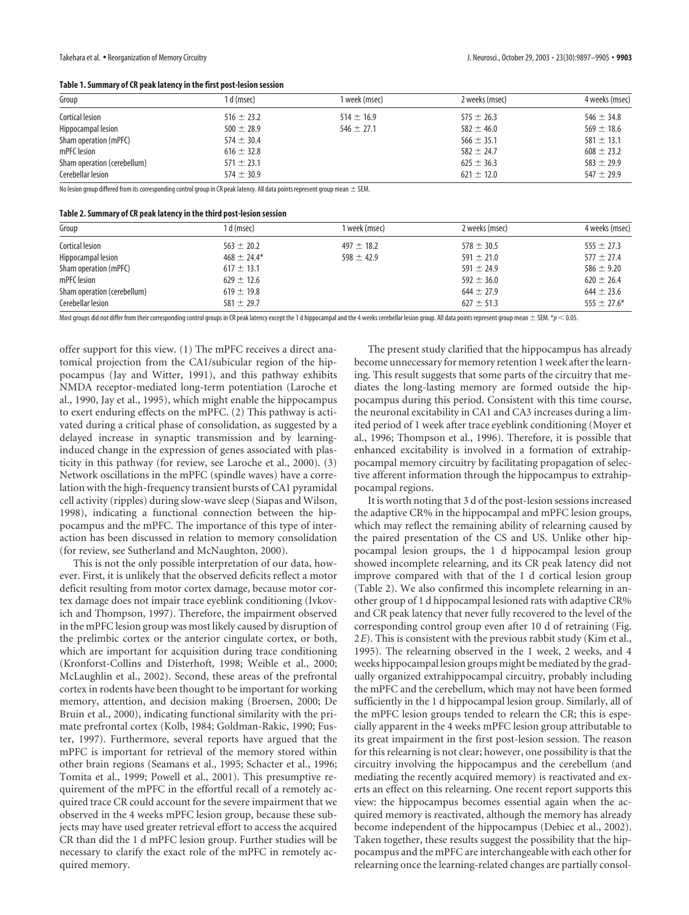**Table 1. Summary of CR peak latency in the first post-lesion session**

| Group | 1 d (msec) | 1 week (msec) | 2 weeks (msec) | 4 weeks (msec) |
|---|---|---|---|---|
| Cortical lesion | 516 ± 23.2 | 514 ± 16.9 | 575 ± 26.3 | 546 ± 34.8 |
| Hippocampal lesion | 500 ± 28.9 | 546 ± 27.1 | 582 ± 46.0 | 569 ± 18.6 |
| Sham operation (mPFC) | 574 ± 30.4 | | 566 ± 35.1 | 581 ± 13.1 |
| mPFC lesion | 616 ± 32.8 | | 582 ± 24.7 | 608 ± 23.2 |
| Sham operation (cerebellum) | 571 ± 23.1 | | 625 ± 36.3 | 583 ± 29.9 |
| Cerebellar lesion | 574 ± 30.9 | | 621 ± 12.0 | 547 ± 29.9 |

No lesion group differed from its corresponding control group in CR peak latency. All data points represent group mean ± SEM.

**Table 2. Summary of CR peak latency in the third post-lesion session**

| Group | 1 d (msec) | 1 week (msec) | 2 weeks (msec) | 4 weeks (msec) |
|---|---|---|---|---|
| Cortical lesion | 563 ± 20.2 | 497 ± 18.2 | 578 ± 30.5 | 555 ± 27.3 |
| Hippocampal lesion | 468 ± 24.4* | 598 ± 42.9 | 591 ± 21.0 | 577 ± 27.4 |
| Sham operation (mPFC) | 617 ± 13.1 | | 591 ± 24.9 | 586 ± 9.20 |
| mPFC lesion | 629 ± 12.6 | | 592 ± 36.0 | 620 ± 26.4 |
| Sham operation (cerebellum) | 619 ± 19.8 | | 644 ± 27.9 | 644 ± 23.6 |
| Cerebellar lesion | 581 ± 29.7 | | 627 ± 51.3 | 555 ± 27.6* |

Most groups did not differ from their corresponding control groups in CR peak latency except the 1 d hippocampal and the 4 weeks cerebellar lesion group. All data points represent group mean ± SEM. *$p < 0.05$.

offer support for this view. (1) The mPFC receives a direct anatomical projection from the CA1/subicular region of the hippocampus (Jay and Witter, 1991), and this pathway exhibits NMDA receptor-mediated long-term potentiation (Laroche et al., 1990, Jay et al., 1995), which might enable the hippocampus to exert enduring effects on the mPFC. (2) This pathway is activated during a critical phase of consolidation, as suggested by a delayed increase in synaptic transmission and by learning-induced change in the expression of genes associated with plasticity in this pathway (for review, see Laroche et al., 2000). (3) Network oscillations in the mPFC (spindle waves) have a correlation with the high-frequency transient bursts of CA1 pyramidal cell activity (ripples) during slow-wave sleep (Siapas and Wilson, 1998), indicating a functional connection between the hippocampus and the mPFC. The importance of this type of interaction has been discussed in relation to memory consolidation (for review, see Sutherland and McNaughton, 2000).

This is not the only possible interpretation of our data, however. First, it is unlikely that the observed deficits reflect a motor deficit resulting from motor cortex damage, because motor cortex damage does not impair trace eyeblink conditioning (Ivkovich and Thompson, 1997). Therefore, the impairment observed in the mPFC lesion group was most likely caused by disruption of the prelimbic cortex or the anterior cingulate cortex, or both, which are important for acquisition during trace conditioning (Kronforst-Collins and Disterhoft, 1998; Weible et al., 2000; McLaughlin et al., 2002). Second, these areas of the prefrontal cortex in rodents have been thought to be important for working memory, attention, and decision making (Broersen, 2000; De Bruin et al., 2000), indicating functional similarity with the primate prefrontal cortex (Kolb, 1984; Goldman-Rakic, 1990; Fuster, 1997). Furthermore, several reports have argued that the mPFC is important for retrieval of the memory stored within other brain regions (Seamans et al., 1995; Schacter et al., 1996; Tomita et al., 1999; Powell et al., 2001). This presumptive requirement of the mPFC in the effortful recall of a remotely acquired trace CR could account for the severe impairment that we observed in the 4 weeks mPFC lesion group, because these subjects may have used greater retrieval effort to access the acquired CR than did the 1 d mPFC lesion group. Further studies will be necessary to clarify the exact role of the mPFC in remotely acquired memory.

The present study clarified that the hippocampus has already become unnecessary for memory retention 1 week after the learning. This result suggests that some parts of the circuitry that mediates the long-lasting memory are formed outside the hippocampus during this period. Consistent with this time course, the neuronal excitability in CA1 and CA3 increases during a limited period of 1 week after trace eyeblink conditioning (Moyer et al., 1996; Thompson et al., 1996). Therefore, it is possible that enhanced excitability is involved in a formation of extrahippocampal memory circuitry by facilitating propagation of selective afferent information through the hippocampus to extrahippocampal regions.

It is worth noting that 3 d of the post-lesion sessions increased the adaptive CR% in the hippocampal and mPFC lesion groups, which may reflect the remaining ability of relearning caused by the paired presentation of the CS and US. Unlike other hippocampal lesion groups, the 1 d hippocampal lesion group showed incomplete relearning, and its CR peak latency did not improve compared with that of the 1 d cortical lesion group (Table 2). We also confirmed this incomplete relearning in another group of 1 d hippocampal lesioned rats with adaptive CR% and CR peak latency that never fully recovered to the level of the corresponding control group even after 10 d of retraining (Fig. 2*E*). This is consistent with the previous rabbit study (Kim et al., 1995). The relearning observed in the 1 week, 2 weeks, and 4 weeks hippocampal lesion groups might be mediated by the gradually organized extrahippocampal circuitry, probably including the mPFC and the cerebellum, which may not have been formed sufficiently in the 1 d hippocampal lesion group. Similarly, all of the mPFC lesion groups tended to relearn the CR; this is especially apparent in the 4 weeks mPFC lesion group attributable to its great impairment in the first post-lesion session. The reason for this relearning is not clear; however, one possibility is that the circuitry involving the hippocampus and the cerebellum (and mediating the recently acquired memory) is reactivated and exerts an effect on this relearning. One recent report supports this view: the hippocampus becomes essential again when the acquired memory is reactivated, although the memory has already become independent of the hippocampus (Debiec et al., 2002). Taken together, these results suggest the possibility that the hippocampus and the mPFC are interchangeable with each other for relearning once the learning-related changes are partially consol-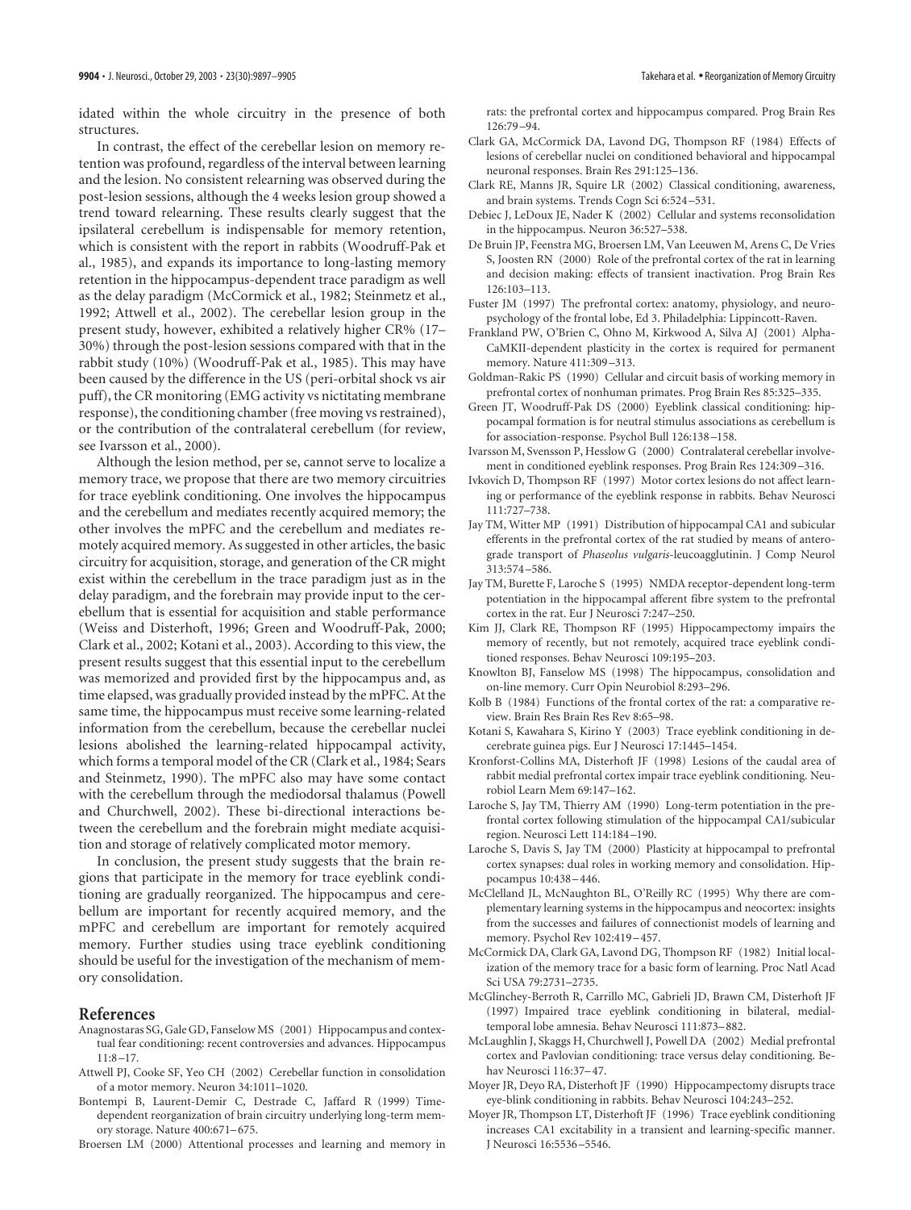idated within the whole circuitry in the presence of both structures.

In contrast, the effect of the cerebellar lesion on memory retention was profound, regardless of the interval between learning and the lesion. No consistent relearning was observed during the post-lesion sessions, although the 4 weeks lesion group showed a trend toward relearning. These results clearly suggest that the ipsilateral cerebellum is indispensable for memory retention, which is consistent with the report in rabbits (Woodruff-Pak et al., 1985), and expands its importance to long-lasting memory retention in the hippocampus-dependent trace paradigm as well as the delay paradigm (McCormick et al., 1982; Steinmetz et al., 1992; Attwell et al., 2002). The cerebellar lesion group in the present study, however, exhibited a relatively higher CR% (17–30%) through the post-lesion sessions compared with that in the rabbit study (10%) (Woodruff-Pak et al., 1985). This may have been caused by the difference in the US (peri-orbital shock vs air puff), the CR monitoring (EMG activity vs nictitating membrane response), the conditioning chamber (free moving vs restrained), or the contribution of the contralateral cerebellum (for review, see Ivarsson et al., 2000).

Although the lesion method, per se, cannot serve to localize a memory trace, we propose that there are two memory circuitries for trace eyeblink conditioning. One involves the hippocampus and the cerebellum and mediates recently acquired memory; the other involves the mPFC and the cerebellum and mediates remotely acquired memory. As suggested in other articles, the basic circuitry for acquisition, storage, and generation of the CR might exist within the cerebellum in the trace paradigm just as in the delay paradigm, and the forebrain may provide input to the cerebellum that is essential for acquisition and stable performance (Weiss and Disterhoft, 1996; Green and Woodruff-Pak, 2000; Clark et al., 2002; Kotani et al., 2003). According to this view, the present results suggest that this essential input to the cerebellum was memorized and provided first by the hippocampus and, as time elapsed, was gradually provided instead by the mPFC. At the same time, the hippocampus must receive some learning-related information from the cerebellum, because the cerebellar nuclei lesions abolished the learning-related hippocampal activity, which forms a temporal model of the CR (Clark et al., 1984; Sears and Steinmetz, 1990). The mPFC also may have some contact with the cerebellum through the mediodorsal thalamus (Powell and Churchwell, 2002). These bi-directional interactions between the cerebellum and the forebrain might mediate acquisition and storage of relatively complicated motor memory.

In conclusion, the present study suggests that the brain regions that participate in the memory for trace eyeblink conditioning are gradually reorganized. The hippocampus and cerebellum are important for recently acquired memory, and the mPFC and cerebellum are important for remotely acquired memory. Further studies using trace eyeblink conditioning should be useful for the investigation of the mechanism of memory consolidation.

## References

Anagnostaras SG, Gale GD, Fanselow MS (2001) Hippocampus and contextual fear conditioning: recent controversies and advances. Hippocampus 11:8–17.

Attwell PJ, Cooke SF, Yeo CH (2002) Cerebellar function in consolidation of a motor memory. Neuron 34:1011–1020.

Bontempi B, Laurent-Demir C, Destrade C, Jaffard R (1999) Time-dependent reorganization of brain circuitry underlying long-term memory storage. Nature 400:671–675.

Broersen LM (2000) Attentional processes and learning and memory in rats: the prefrontal cortex and hippocampus compared. Prog Brain Res 126:79–94.

Clark GA, McCormick DA, Lavond DG, Thompson RF (1984) Effects of lesions of cerebellar nuclei on conditioned behavioral and hippocampal neuronal responses. Brain Res 291:125–136.

Clark RE, Manns JR, Squire LR (2002) Classical conditioning, awareness, and brain systems. Trends Cogn Sci 6:524–531.

Debiec J, LeDoux JE, Nader K (2002) Cellular and systems reconsolidation in the hippocampus. Neuron 36:527–538.

De Bruin JP, Feenstra MG, Broersen LM, Van Leeuwen M, Arens C, De Vries S, Joosten RN (2000) Role of the prefrontal cortex of the rat in learning and decision making: effects of transient inactivation. Prog Brain Res 126:103–113.

Fuster JM (1997) The prefrontal cortex: anatomy, physiology, and neuropsychology of the frontal lobe, Ed 3. Philadelphia: Lippincott-Raven.

Frankland PW, O'Brien C, Ohno M, Kirkwood A, Silva AJ (2001) Alpha-CaMKII-dependent plasticity in the cortex is required for permanent memory. Nature 411:309–313.

Goldman-Rakic PS (1990) Cellular and circuit basis of working memory in prefrontal cortex of nonhuman primates. Prog Brain Res 85:325–335.

Green JT, Woodruff-Pak DS (2000) Eyeblink classical conditioning: hippocampal formation is for neutral stimulus associations as cerebellum is for association-response. Psychol Bull 126:138–158.

Ivarsson M, Svensson P, Hesslow G (2000) Contralateral cerebellar involvement in conditioned eyeblink responses. Prog Brain Res 124:309–316.

Ivkovich D, Thompson RF (1997) Motor cortex lesions do not affect learning or performance of the eyeblink response in rabbits. Behav Neurosci 111:727–738.

Jay TM, Witter MP (1991) Distribution of hippocampal CA1 and subicular efferents in the prefrontal cortex of the rat studied by means of anterograde transport of *Phaseolus vulgaris*-leucoagglutinin. J Comp Neurol 313:574–586.

Jay TM, Burette F, Laroche S (1995) NMDA receptor-dependent long-term potentiation in the hippocampal afferent fibre system to the prefrontal cortex in the rat. Eur J Neurosci 7:247–250.

Kim JJ, Clark RE, Thompson RF (1995) Hippocampectomy impairs the memory of recently, but not remotely, acquired trace eyeblink conditioned responses. Behav Neurosci 109:195–203.

Knowlton BJ, Fanselow MS (1998) The hippocampus, consolidation and on-line memory. Curr Opin Neurobiol 8:293–296.

Kolb B (1984) Functions of the frontal cortex of the rat: a comparative review. Brain Res Brain Res Rev 8:65–98.

Kotani S, Kawahara S, Kirino Y (2003) Trace eyeblink conditioning in decerebrate guinea pigs. Eur J Neurosci 17:1445–1454.

Kronforst-Collins MA, Disterhoft JF (1998) Lesions of the caudal area of rabbit medial prefrontal cortex impair trace eyeblink conditioning. Neurobiol Learn Mem 69:147–162.

Laroche S, Jay TM, Thierry AM (1990) Long-term potentiation in the prefrontal cortex following stimulation of the hippocampal CA1/subicular region. Neurosci Lett 114:184–190.

Laroche S, Davis S, Jay TM (2000) Plasticity at hippocampal to prefrontal cortex synapses: dual roles in working memory and consolidation. Hippocampus 10:438–446.

McClelland JL, McNaughton BL, O'Reilly RC (1995) Why there are complementary learning systems in the hippocampus and neocortex: insights from the successes and failures of connectionist models of learning and memory. Psychol Rev 102:419–457.

McCormick DA, Clark GA, Lavond DG, Thompson RF (1982) Initial localization of the memory trace for a basic form of learning. Proc Natl Acad Sci USA 79:2731–2735.

McGlinchey-Berroth R, Carrillo MC, Gabrieli JD, Brawn CM, Disterhoft JF (1997) Impaired trace eyeblink conditioning in bilateral, medial-temporal lobe amnesia. Behav Neurosci 111:873–882.

McLaughlin J, Skaggs H, Churchwell J, Powell DA (2002) Medial prefrontal cortex and Pavlovian conditioning: trace versus delay conditioning. Behav Neurosci 116:37–47.

Moyer JR, Deyo RA, Disterhoft JF (1990) Hippocampectomy disrupts trace eye-blink conditioning in rabbits. Behav Neurosci 104:243–252.

Moyer JR, Thompson LT, Disterhoft JF (1996) Trace eyeblink conditioning increases CA1 excitability in a transient and learning-specific manner. J Neurosci 16:5536–5546.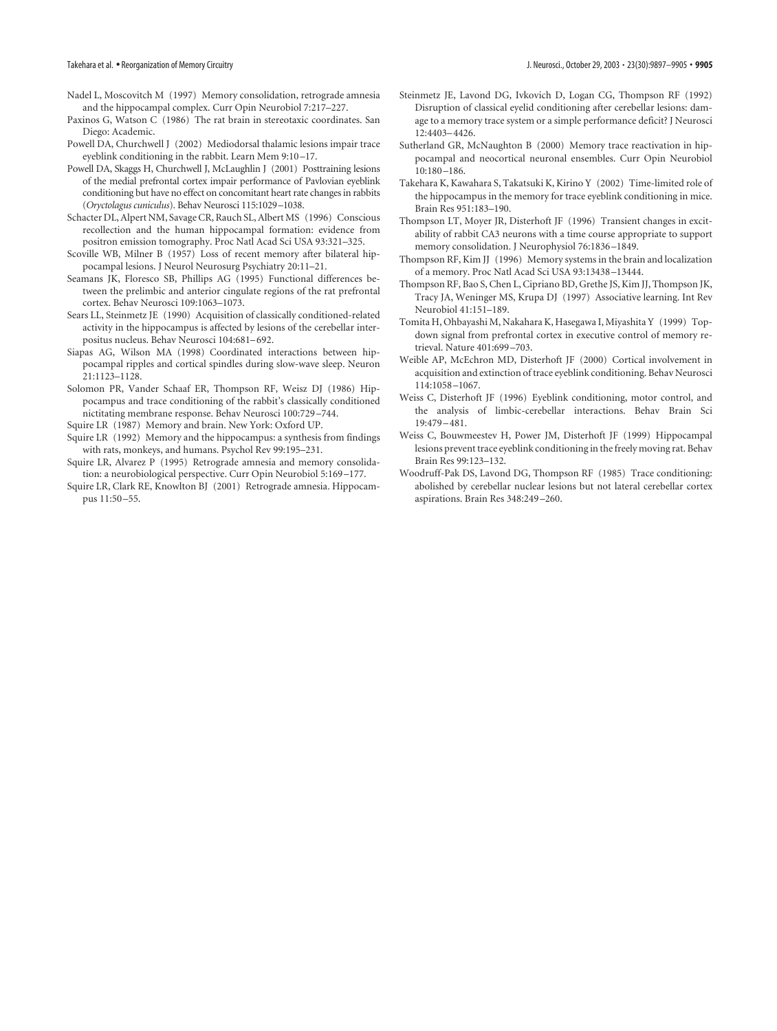Nadel L, Moscovitch M (1997) Memory consolidation, retrograde amnesia and the hippocampal complex. Curr Opin Neurobiol 7:217–227.

Paxinos G, Watson C (1986) The rat brain in stereotaxic coordinates. San Diego: Academic.

Powell DA, Churchwell J (2002) Mediodorsal thalamic lesions impair trace eyeblink conditioning in the rabbit. Learn Mem 9:10–17.

Powell DA, Skaggs H, Churchwell J, McLaughlin J (2001) Posttraining lesions of the medial prefrontal cortex impair performance of Pavlovian eyeblink conditioning but have no effect on concomitant heart rate changes in rabbits (*Oryctolagus cuniculus*). Behav Neurosci 115:1029–1038.

Schacter DL, Alpert NM, Savage CR, Rauch SL, Albert MS (1996) Conscious recollection and the human hippocampal formation: evidence from positron emission tomography. Proc Natl Acad Sci USA 93:321–325.

Scoville WB, Milner B (1957) Loss of recent memory after bilateral hippocampal lesions. J Neurol Neurosurg Psychiatry 20:11–21.

Seamans JK, Floresco SB, Phillips AG (1995) Functional differences between the prelimbic and anterior cingulate regions of the rat prefrontal cortex. Behav Neurosci 109:1063–1073.

Sears LL, Steinmetz JE (1990) Acquisition of classically conditioned-related activity in the hippocampus is affected by lesions of the cerebellar interpositus nucleus. Behav Neurosci 104:681–692.

Siapas AG, Wilson MA (1998) Coordinated interactions between hippocampal ripples and cortical spindles during slow-wave sleep. Neuron 21:1123–1128.

Solomon PR, Vander Schaaf ER, Thompson RF, Weisz DJ (1986) Hippocampus and trace conditioning of the rabbit's classically conditioned nictitating membrane response. Behav Neurosci 100:729–744.

Squire LR (1987) Memory and brain. New York: Oxford UP.

Squire LR (1992) Memory and the hippocampus: a synthesis from findings with rats, monkeys, and humans. Psychol Rev 99:195–231.

Squire LR, Alvarez P (1995) Retrograde amnesia and memory consolidation: a neurobiological perspective. Curr Opin Neurobiol 5:169–177.

Squire LR, Clark RE, Knowlton BJ (2001) Retrograde amnesia. Hippocampus 11:50–55.

Steinmetz JE, Lavond DG, Ivkovich D, Logan CG, Thompson RF (1992) Disruption of classical eyelid conditioning after cerebellar lesions: damage to a memory trace system or a simple performance deficit? J Neurosci 12:4403–4426.

Sutherland GR, McNaughton B (2000) Memory trace reactivation in hippocampal and neocortical neuronal ensembles. Curr Opin Neurobiol 10:180–186.

Takehara K, Kawahara S, Takatsuki K, Kirino Y (2002) Time-limited role of the hippocampus in the memory for trace eyeblink conditioning in mice. Brain Res 951:183–190.

Thompson LT, Moyer JR, Disterhoft JF (1996) Transient changes in excitability of rabbit CA3 neurons with a time course appropriate to support memory consolidation. J Neurophysiol 76:1836–1849.

Thompson RF, Kim JJ (1996) Memory systems in the brain and localization of a memory. Proc Natl Acad Sci USA 93:13438–13444.

Thompson RF, Bao S, Chen L, Cipriano BD, Grethe JS, Kim JJ, Thompson JK, Tracy JA, Weninger MS, Krupa DJ (1997) Associative learning. Int Rev Neurobiol 41:151–189.

Tomita H, Ohbayashi M, Nakahara K, Hasegawa I, Miyashita Y (1999) Top-down signal from prefrontal cortex in executive control of memory retrieval. Nature 401:699–703.

Weible AP, McEchron MD, Disterhoft JF (2000) Cortical involvement in acquisition and extinction of trace eyeblink conditioning. Behav Neurosci 114:1058–1067.

Weiss C, Disterhoft JF (1996) Eyeblink conditioning, motor control, and the analysis of limbic-cerebellar interactions. Behav Brain Sci 19:479–481.

Weiss C, Bouwmeestev H, Power JM, Disterhoft JF (1999) Hippocampal lesions prevent trace eyeblink conditioning in the freely moving rat. Behav Brain Res 99:123–132.

Woodruff-Pak DS, Lavond DG, Thompson RF (1985) Trace conditioning: abolished by cerebellar nuclear lesions but not lateral cerebellar cortex aspirations. Brain Res 348:249–260.